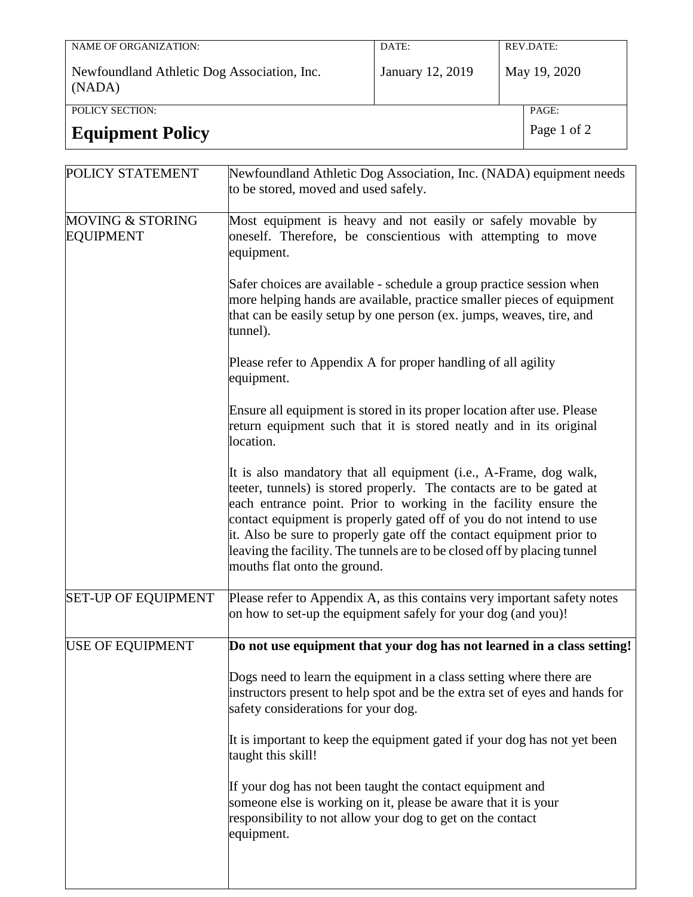| NAME OF ORGANIZATION: | DATE: | REV.DATE: |
|---|---|---|
| Newfoundland Athletic Dog Association, Inc. (NADA) | January 12, 2019 | May 19, 2020 |

POLICY SECTION:

# Equipment Policy

| | |
|---|---|
| POLICY STATEMENT | Newfoundland Athletic Dog Association, Inc. (NADA) equipment needs to be stored, moved and used safely. |
| MOVING & STORING EQUIPMENT | Most equipment is heavy and not easily or safely movable by oneself. Therefore, be conscientious with attempting to move equipment.<br><br>Safer choices are available - schedule a group practice session when more helping hands are available, practice smaller pieces of equipment that can be easily setup by one person (ex. jumps, weaves, tire, and tunnel).<br><br>Please refer to Appendix A for proper handling of all agility equipment.<br><br>Ensure all equipment is stored in its proper location after use. Please return equipment such that it is stored neatly and in its original location.<br><br>It is also mandatory that all equipment (i.e., A-Frame, dog walk, teeter, tunnels) is stored properly. The contacts are to be gated at each entrance point. Prior to working in the facility ensure the contact equipment is properly gated off of you do not intend to use it. Also be sure to properly gate off the contact equipment prior to leaving the facility. The tunnels are to be closed off by placing tunnel mouths flat onto the ground. |
| SET-UP OF EQUIPMENT | Please refer to Appendix A, as this contains very important safety notes on how to set-up the equipment safely for your dog (and you)! |
| USE OF EQUIPMENT | **Do not use equipment that your dog has not learned in a class setting!**<br><br>Dogs need to learn the equipment in a class setting where there are instructors present to help spot and be the extra set of eyes and hands for safety considerations for your dog.<br><br>It is important to keep the equipment gated if your dog has not yet been taught this skill!<br><br>If your dog has not been taught the contact equipment and someone else is working on it, please be aware that it is your responsibility to not allow your dog to get on the contact equipment. |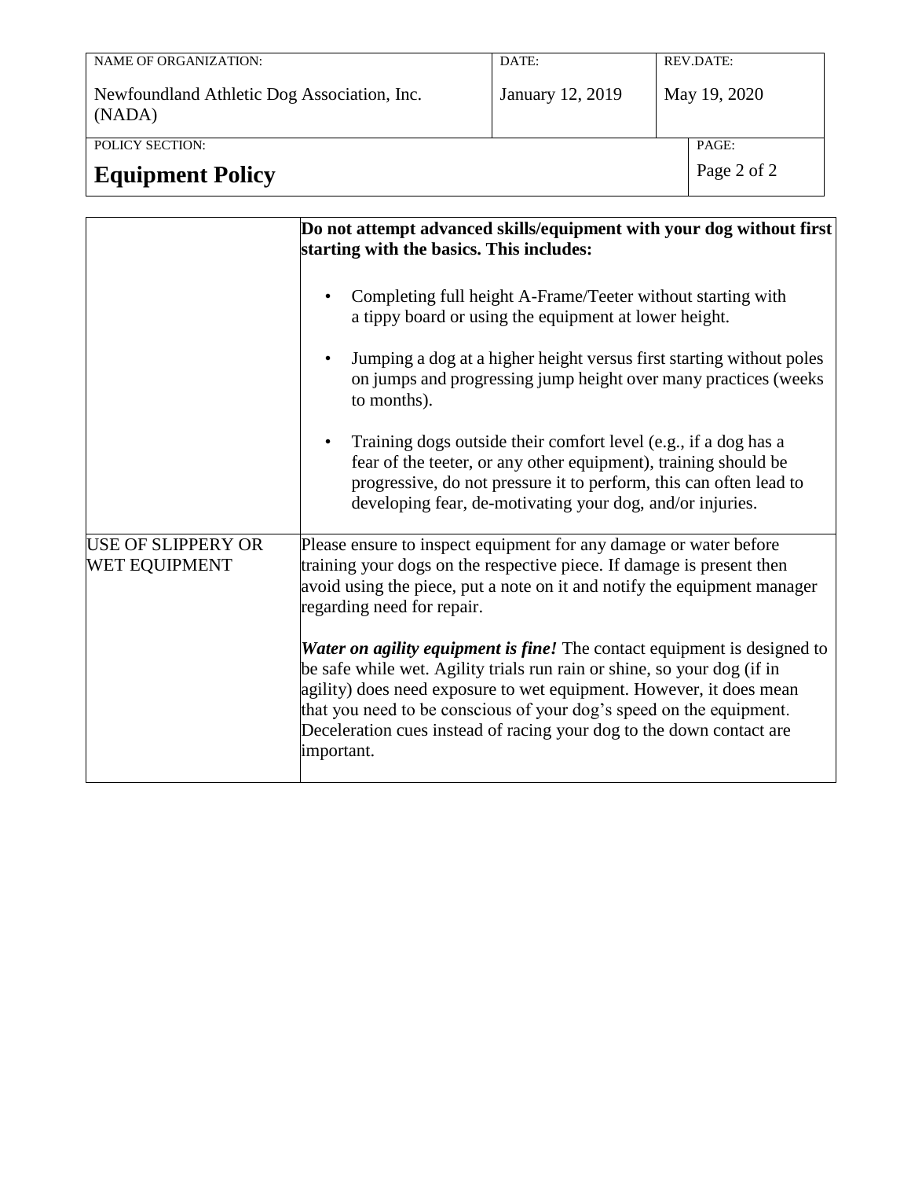| | |
|---|---|
| | **Do not attempt advanced skills/equipment with your dog without first starting with the basics. This includes:**<br><br>• Completing full height A-Frame/Teeter without starting with a tippy board or using the equipment at lower height.<br><br>• Jumping a dog at a higher height versus first starting without poles on jumps and progressing jump height over many practices (weeks to months).<br><br>• Training dogs outside their comfort level (e.g., if a dog has a fear of the teeter, or any other equipment), training should be progressive, do not pressure it to perform, this can often lead to developing fear, de-motivating your dog, and/or injuries. |
| USE OF SLIPPERY OR WET EQUIPMENT | Please ensure to inspect equipment for any damage or water before training your dogs on the respective piece. If damage is present then avoid using the piece, put a note on it and notify the equipment manager regarding need for repair.<br><br>***Water on agility equipment is fine!*** The contact equipment is designed to be safe while wet. Agility trials run rain or shine, so your dog (if in agility) does need exposure to wet equipment. However, it does mean that you need to be conscious of your dog's speed on the equipment. Deceleration cues instead of racing your dog to the down contact are important. |